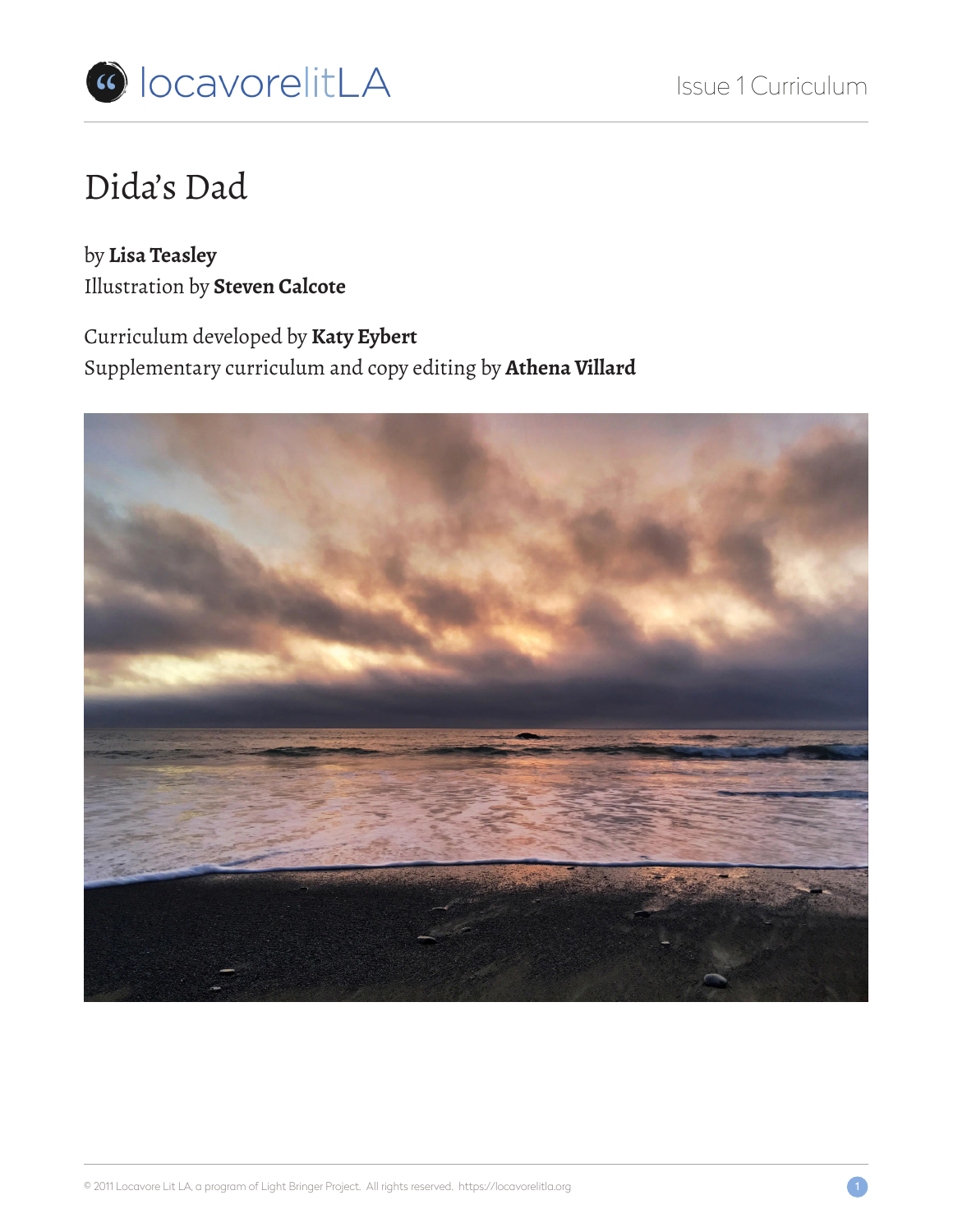# Dida's Dad

by **Lisa Teasley**
Illustration by **Steven Calcote**

Curriculum developed by **Katy Eybert**
Supplementary curriculum and copy editing by **Athena Villard**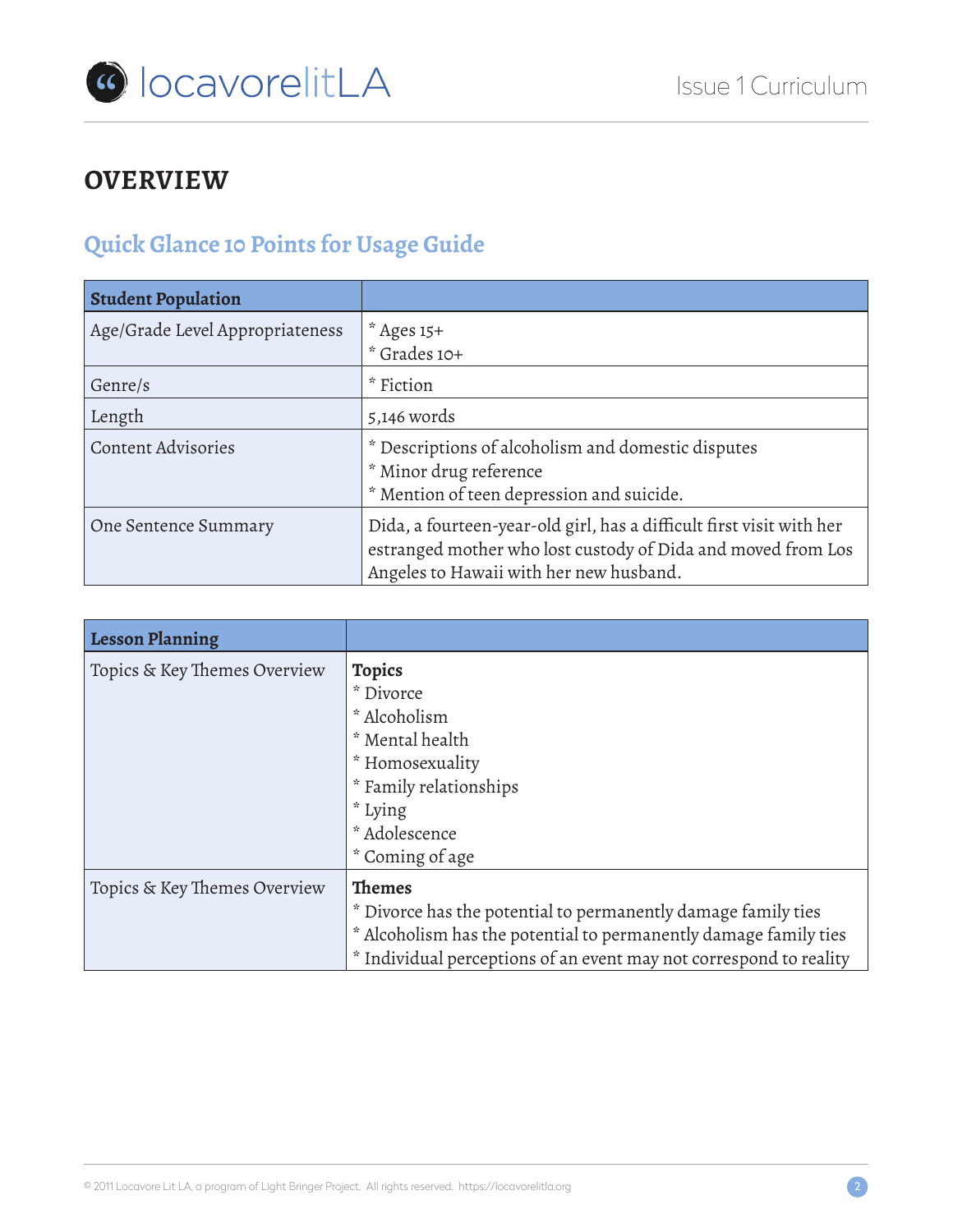# OVERVIEW

## Quick Glance 10 Points for Usage Guide

| Student Population | |
|---|---|
| Age/Grade Level Appropriateness | * Ages 15+<br>* Grades 10+ |
| Genre/s | * Fiction |
| Length | 5,146 words |
| Content Advisories | * Descriptions of alcoholism and domestic disputes<br>* Minor drug reference<br>* Mention of teen depression and suicide. |
| One Sentence Summary | Dida, a fourteen-year-old girl, has a difficult first visit with her estranged mother who lost custody of Dida and moved from Los Angeles to Hawaii with her new husband. |

| Lesson Planning | |
|---|---|
| Topics & Key Themes Overview | **Topics**<br>* Divorce<br>* Alcoholism<br>* Mental health<br>* Homosexuality<br>* Family relationships<br>* Lying<br>* Adolescence<br>* Coming of age |
| Topics & Key Themes Overview | **Themes**<br>* Divorce has the potential to permanently damage family ties<br>* Alcoholism has the potential to permanently damage family ties<br>* Individual perceptions of an event may not correspond to reality |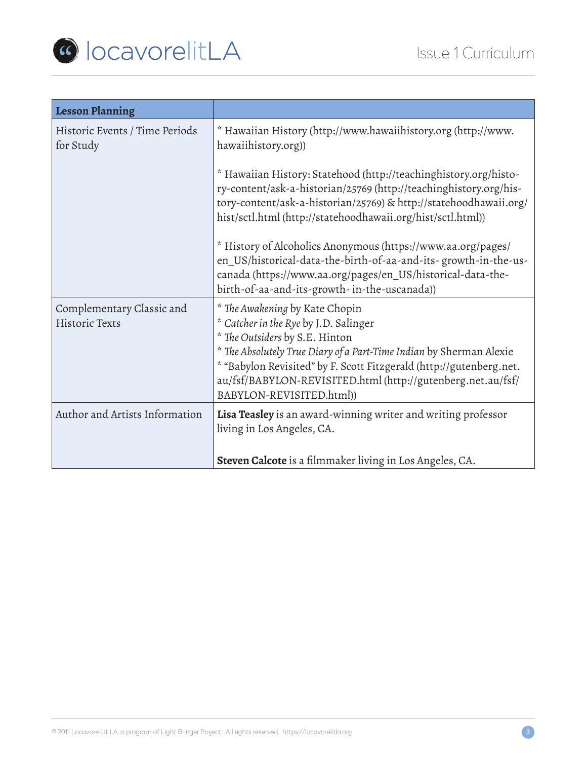| Lesson Planning | |
|---|---|
| Historic Events / Time Periods for Study | * Hawaiian History (http://www.hawaiihistory.org (http://www.hawaiihistory.org))<br><br>* Hawaiian History: Statehood (http://teachinghistory.org/history-content/ask-a-historian/25769 (http://teachinghistory.org/history-content/ask-a-historian/25769) & http://statehoodhawaii.org/hist/sctl.html (http://statehoodhawaii.org/hist/sctl.html))<br><br>* History of Alcoholics Anonymous (https://www.aa.org/pages/en_US/historical-data-the-birth-of-aa-and-its- growth-in-the-us-canada (https://www.aa.org/pages/en_US/historical-data-the-birth-of-aa-and-its-growth- in-the-uscanada)) |
| Complementary Classic and Historic Texts | * *The Awakening* by Kate Chopin<br>* *Catcher in the Rye* by J.D. Salinger<br>* *The Outsiders* by S.E. Hinton<br>* *The Absolutely True Diary of a Part-Time Indian* by Sherman Alexie<br>* "Babylon Revisited" by F. Scott Fitzgerald (http://gutenberg.net.au/fsf/BABYLON-REVISITED.html (http://gutenberg.net.au/fsf/BABYLON-REVISITED.html)) |
| Author and Artists Information | **Lisa Teasley** is an award-winning writer and writing professor living in Los Angeles, CA.<br><br>**Steven Calcote** is a filmmaker living in Los Angeles, CA. |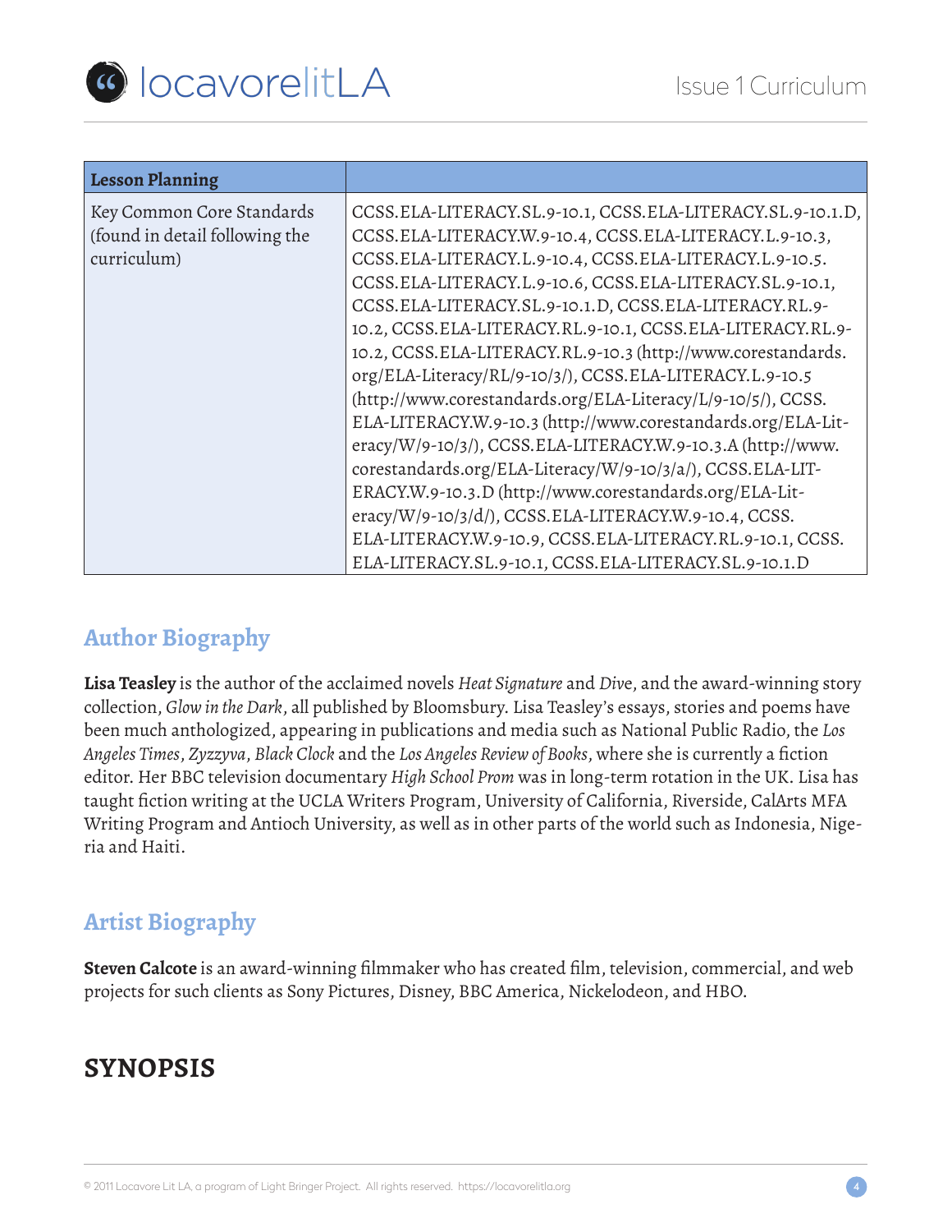| Lesson Planning | |
|---|---|
| Key Common Core Standards (found in detail following the curriculum) | CCSS.ELA-LITERACY.SL.9-10.1, CCSS.ELA-LITERACY.SL.9-10.1.D, CCSS.ELA-LITERACY.W.9-10.4, CCSS.ELA-LITERACY.L.9-10.3, CCSS.ELA-LITERACY.L.9-10.4, CCSS.ELA-LITERACY.L.9-10.5. CCSS.ELA-LITERACY.L.9-10.6, CCSS.ELA-LITERACY.SL.9-10.1, CCSS.ELA-LITERACY.SL.9-10.1.D, CCSS.ELA-LITERACY.RL.9-10.2, CCSS.ELA-LITERACY.RL.9-10.1, CCSS.ELA-LITERACY.RL.9-10.2, CCSS.ELA-LITERACY.RL.9-10.3 (http://www.corestandards.org/ELA-Literacy/RL/9-10/3/), CCSS.ELA-LITERACY.L.9-10.5 (http://www.corestandards.org/ELA-Literacy/L/9-10/5/), CCSS.ELA-LITERACY.W.9-10.3 (http://www.corestandards.org/ELA-Literacy/W/9-10/3/), CCSS.ELA-LITERACY.W.9-10.3.A (http://www.corestandards.org/ELA-Literacy/W/9-10/3/a/), CCSS.ELA-LITERACY.W.9-10.3.D (http://www.corestandards.org/ELA-Literacy/W/9-10/3/d/), CCSS.ELA-LITERACY.W.9-10.4, CCSS.ELA-LITERACY.W.9-10.9, CCSS.ELA-LITERACY.RL.9-10.1, CCSS.ELA-LITERACY.SL.9-10.1, CCSS.ELA-LITERACY.SL.9-10.1.D |

## Author Biography

**Lisa Teasley** is the author of the acclaimed novels *Heat Signature* and *Dive*, and the award-winning story collection, *Glow in the Dark*, all published by Bloomsbury. Lisa Teasley's essays, stories and poems have been much anthologized, appearing in publications and media such as National Public Radio, the *Los Angeles Times*, *Zyzzyva*, *Black Clock* and the *Los Angeles Review of Books*, where she is currently a fiction editor. Her BBC television documentary *High School Prom* was in long-term rotation in the UK. Lisa has taught fiction writing at the UCLA Writers Program, University of California, Riverside, CalArts MFA Writing Program and Antioch University, as well as in other parts of the world such as Indonesia, Nigeria and Haiti.

## Artist Biography

**Steven Calcote** is an award-winning filmmaker who has created film, television, commercial, and web projects for such clients as Sony Pictures, Disney, BBC America, Nickelodeon, and HBO.

# SYNOPSIS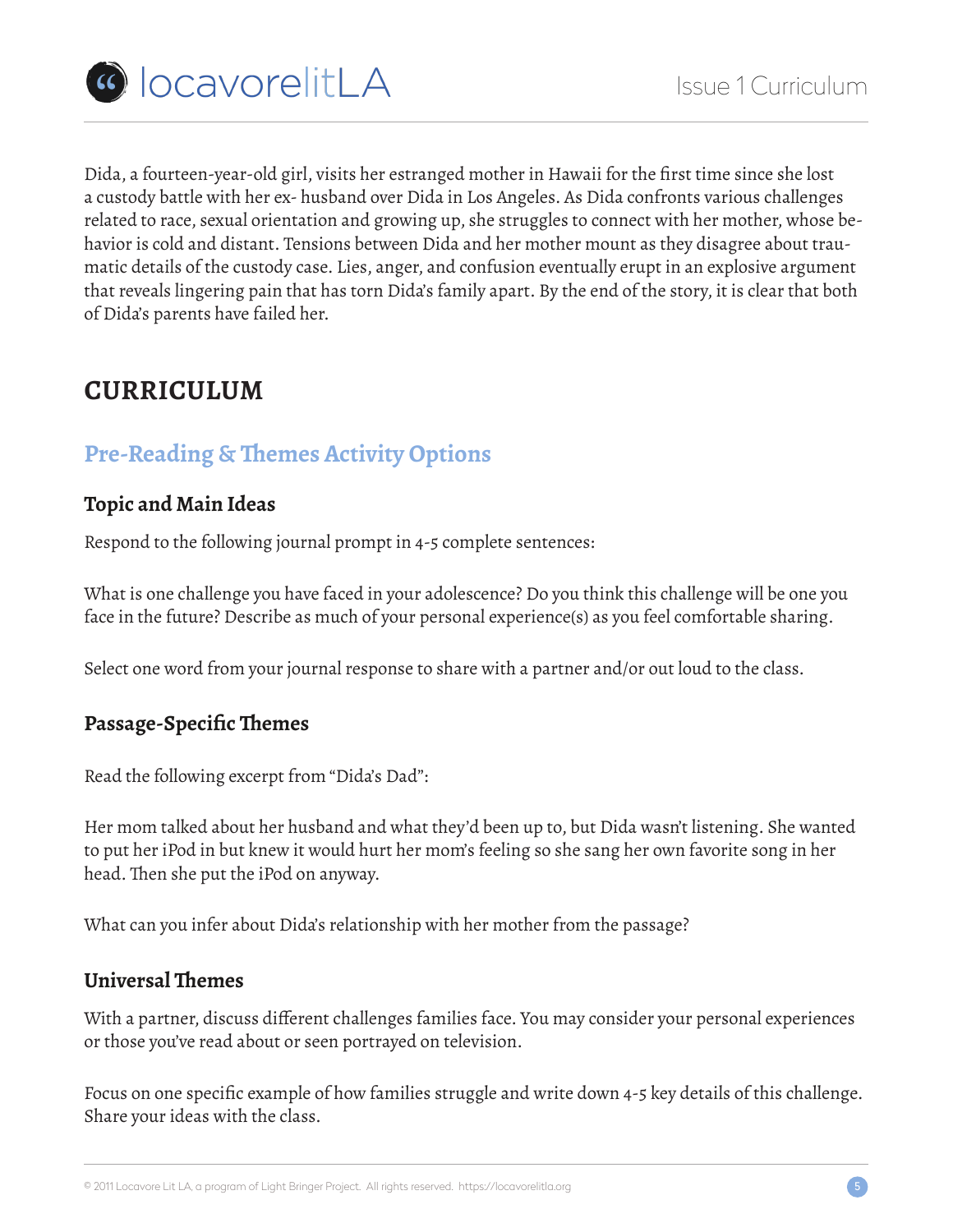Dida, a fourteen-year-old girl, visits her estranged mother in Hawaii for the first time since she lost a custody battle with her ex- husband over Dida in Los Angeles. As Dida confronts various challenges related to race, sexual orientation and growing up, she struggles to connect with her mother, whose behavior is cold and distant. Tensions between Dida and her mother mount as they disagree about traumatic details of the custody case. Lies, anger, and confusion eventually erupt in an explosive argument that reveals lingering pain that has torn Dida's family apart. By the end of the story, it is clear that both of Dida's parents have failed her.

# CURRICULUM

## Pre-Reading & Themes Activity Options

### Topic and Main Ideas

Respond to the following journal prompt in 4-5 complete sentences:

What is one challenge you have faced in your adolescence? Do you think this challenge will be one you face in the future? Describe as much of your personal experience(s) as you feel comfortable sharing.

Select one word from your journal response to share with a partner and/or out loud to the class.

### Passage-Specific Themes

Read the following excerpt from "Dida's Dad":

Her mom talked about her husband and what they'd been up to, but Dida wasn't listening. She wanted to put her iPod in but knew it would hurt her mom's feeling so she sang her own favorite song in her head. Then she put the iPod on anyway.

What can you infer about Dida's relationship with her mother from the passage?

### Universal Themes

With a partner, discuss different challenges families face. You may consider your personal experiences or those you've read about or seen portrayed on television.

Focus on one specific example of how families struggle and write down 4-5 key details of this challenge. Share your ideas with the class.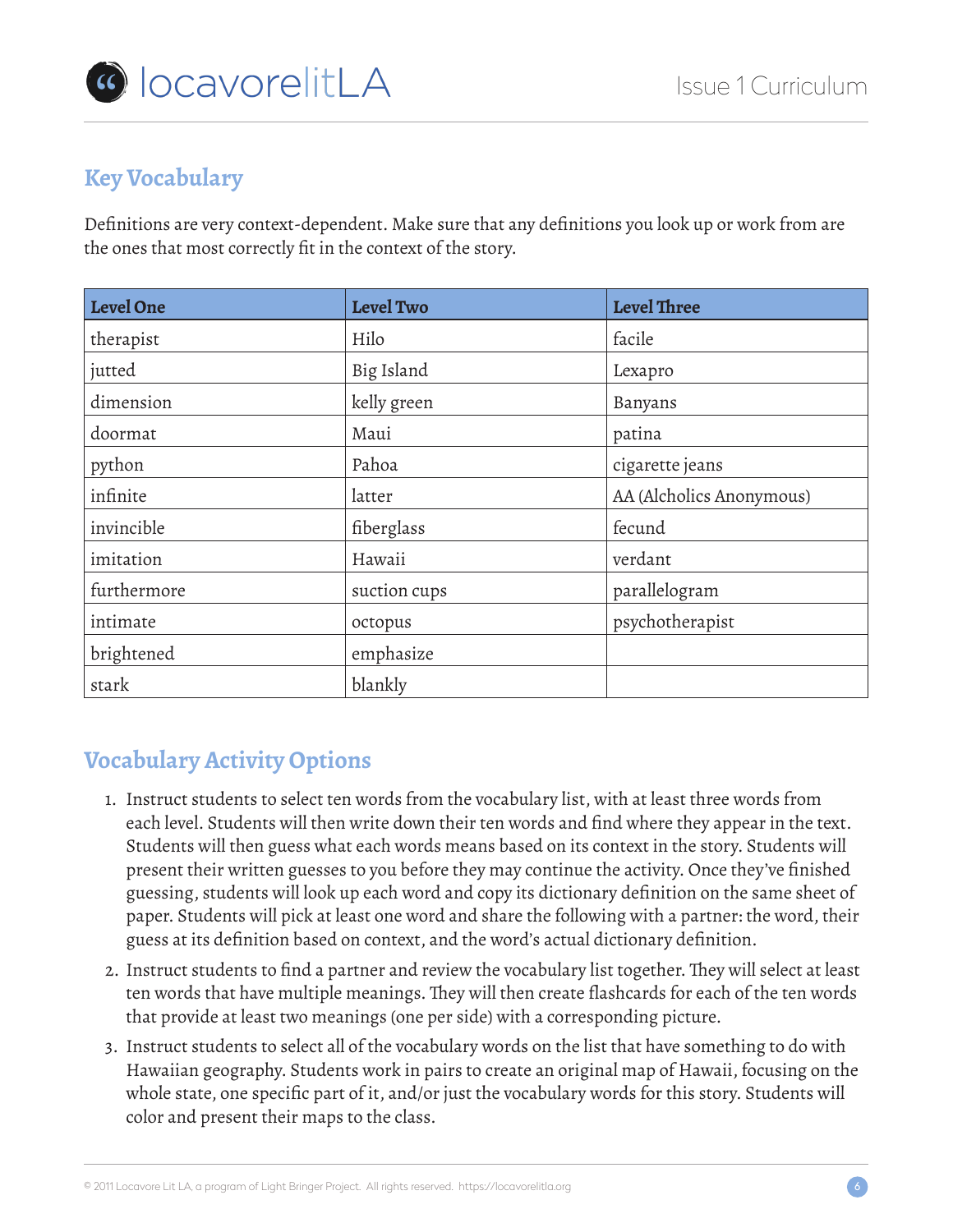## Key Vocabulary

Definitions are very context-dependent. Make sure that any definitions you look up or work from are the ones that most correctly fit in the context of the story.

| Level One | Level Two | Level Three |
|---|---|---|
| therapist | Hilo | facile |
| jutted | Big Island | Lexapro |
| dimension | kelly green | Banyans |
| doormat | Maui | patina |
| python | Pahoa | cigarette jeans |
| infinite | latter | AA (Alcholics Anonymous) |
| invincible | fiberglass | fecund |
| imitation | Hawaii | verdant |
| furthermore | suction cups | parallelogram |
| intimate | octopus | psychotherapist |
| brightened | emphasize | |
| stark | blankly | |

## Vocabulary Activity Options

1. Instruct students to select ten words from the vocabulary list, with at least three words from each level. Students will then write down their ten words and find where they appear in the text. Students will then guess what each words means based on its context in the story. Students will present their written guesses to you before they may continue the activity. Once they've finished guessing, students will look up each word and copy its dictionary definition on the same sheet of paper. Students will pick at least one word and share the following with a partner: the word, their guess at its definition based on context, and the word's actual dictionary definition.
2. Instruct students to find a partner and review the vocabulary list together. They will select at least ten words that have multiple meanings. They will then create flashcards for each of the ten words that provide at least two meanings (one per side) with a corresponding picture.
3. Instruct students to select all of the vocabulary words on the list that have something to do with Hawaiian geography. Students work in pairs to create an original map of Hawaii, focusing on the whole state, one specific part of it, and/or just the vocabulary words for this story. Students will color and present their maps to the class.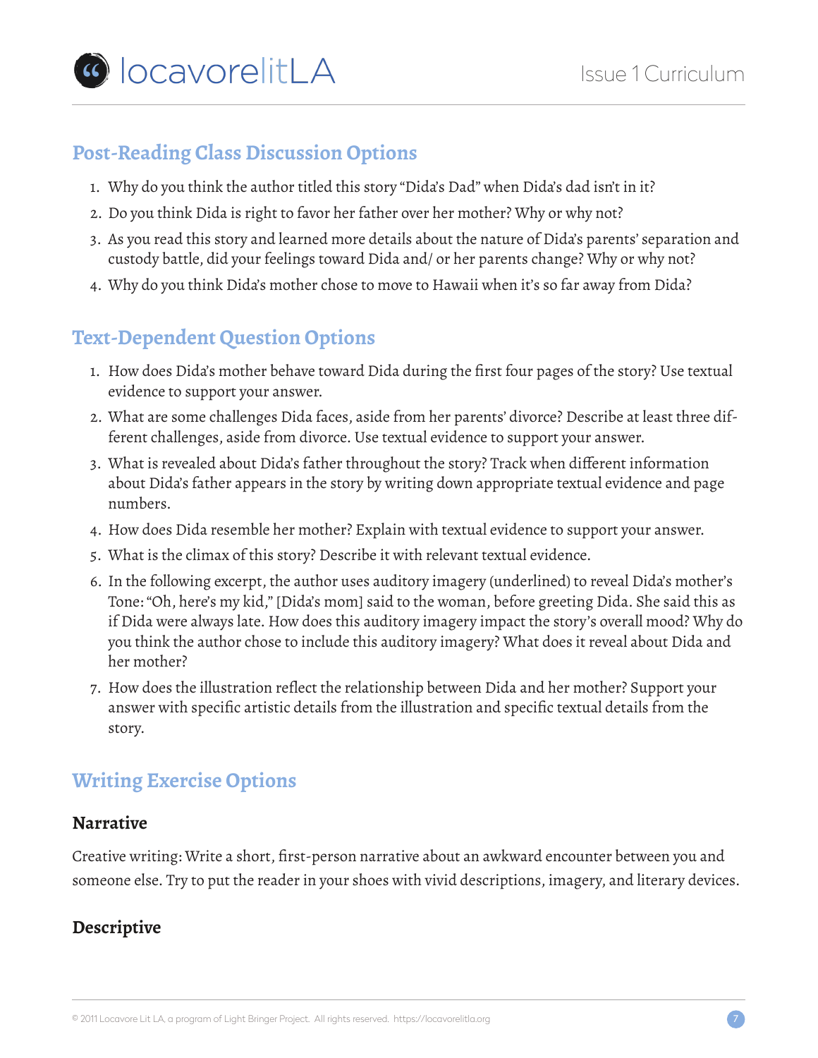## Post-Reading Class Discussion Options

1. Why do you think the author titled this story "Dida's Dad" when Dida's dad isn't in it?
2. Do you think Dida is right to favor her father over her mother? Why or why not?
3. As you read this story and learned more details about the nature of Dida's parents' separation and custody battle, did your feelings toward Dida and/ or her parents change? Why or why not?
4. Why do you think Dida's mother chose to move to Hawaii when it's so far away from Dida?

## Text-Dependent Question Options

1. How does Dida's mother behave toward Dida during the first four pages of the story? Use textual evidence to support your answer.
2. What are some challenges Dida faces, aside from her parents' divorce? Describe at least three different challenges, aside from divorce. Use textual evidence to support your answer.
3. What is revealed about Dida's father throughout the story? Track when different information about Dida's father appears in the story by writing down appropriate textual evidence and page numbers.
4. How does Dida resemble her mother? Explain with textual evidence to support your answer.
5. What is the climax of this story? Describe it with relevant textual evidence.
6. In the following excerpt, the author uses auditory imagery (underlined) to reveal Dida's mother's Tone: "Oh, here's my kid," [Dida's mom] said to the woman, before greeting Dida. She said this as if Dida were always late. How does this auditory imagery impact the story's overall mood? Why do you think the author chose to include this auditory imagery? What does it reveal about Dida and her mother?
7. How does the illustration reflect the relationship between Dida and her mother? Support your answer with specific artistic details from the illustration and specific textual details from the story.

## Writing Exercise Options

### Narrative

Creative writing: Write a short, first-person narrative about an awkward encounter between you and someone else. Try to put the reader in your shoes with vivid descriptions, imagery, and literary devices.

### Descriptive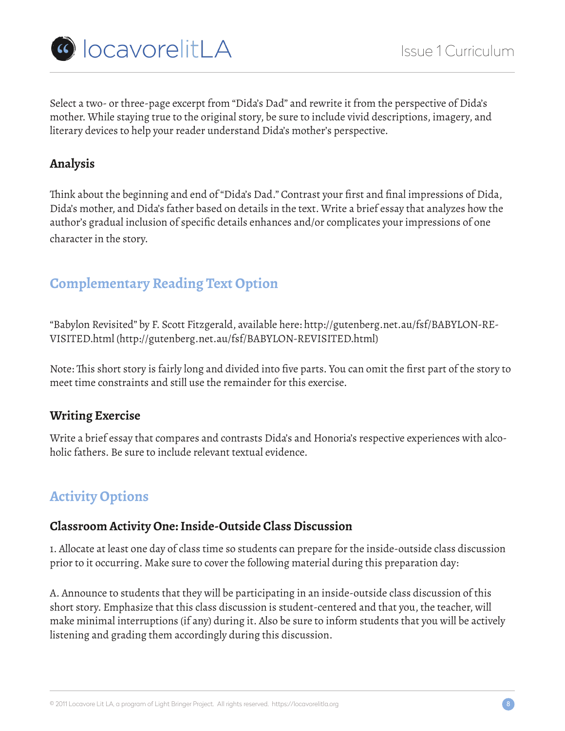Select a two- or three-page excerpt from "Dida's Dad" and rewrite it from the perspective of Dida's mother. While staying true to the original story, be sure to include vivid descriptions, imagery, and literary devices to help your reader understand Dida's mother's perspective.

### Analysis

Think about the beginning and end of "Dida's Dad." Contrast your first and final impressions of Dida, Dida's mother, and Dida's father based on details in the text. Write a brief essay that analyzes how the author's gradual inclusion of specific details enhances and/or complicates your impressions of one character in the story.

## Complementary Reading Text Option

"Babylon Revisited" by F. Scott Fitzgerald, available here: http://gutenberg.net.au/fsf/BABYLON-REVISITED.html (http://gutenberg.net.au/fsf/BABYLON-REVISITED.html)

Note: This short story is fairly long and divided into five parts. You can omit the first part of the story to meet time constraints and still use the remainder for this exercise.

### Writing Exercise

Write a brief essay that compares and contrasts Dida's and Honoria's respective experiences with alcoholic fathers. Be sure to include relevant textual evidence.

## Activity Options

### Classroom Activity One: Inside-Outside Class Discussion

1. Allocate at least one day of class time so students can prepare for the inside-outside class discussion prior to it occurring. Make sure to cover the following material during this preparation day:

A. Announce to students that they will be participating in an inside-outside class discussion of this short story. Emphasize that this class discussion is student-centered and that you, the teacher, will make minimal interruptions (if any) during it. Also be sure to inform students that you will be actively listening and grading them accordingly during this discussion.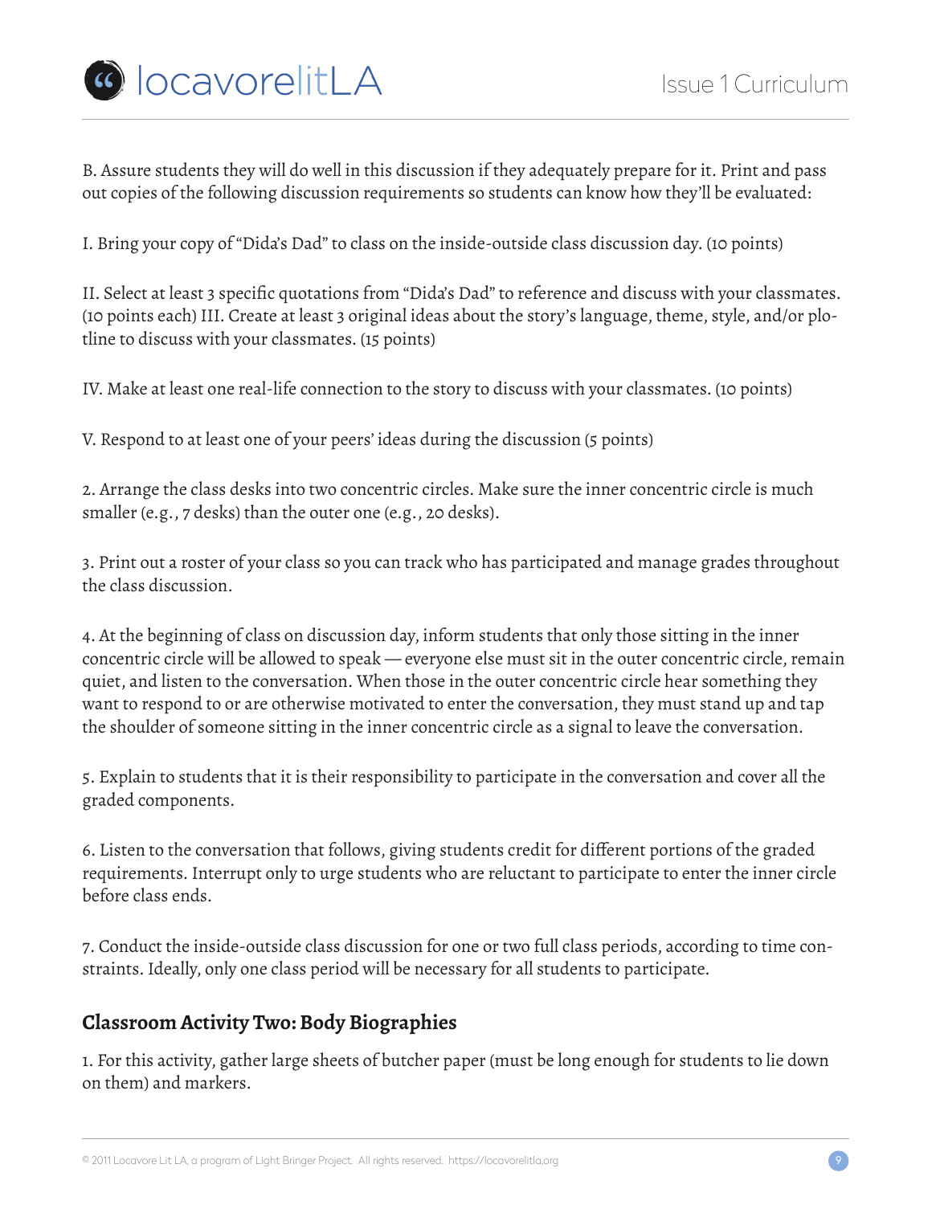B. Assure students they will do well in this discussion if they adequately prepare for it. Print and pass out copies of the following discussion requirements so students can know how they'll be evaluated:

I. Bring your copy of "Dida's Dad" to class on the inside-outside class discussion day. (10 points)

II. Select at least 3 specific quotations from "Dida's Dad" to reference and discuss with your classmates. (10 points each) III. Create at least 3 original ideas about the story's language, theme, style, and/or plotline to discuss with your classmates. (15 points)

IV. Make at least one real-life connection to the story to discuss with your classmates. (10 points)

V. Respond to at least one of your peers' ideas during the discussion (5 points)

2. Arrange the class desks into two concentric circles. Make sure the inner concentric circle is much smaller (e.g., 7 desks) than the outer one (e.g., 20 desks).

3. Print out a roster of your class so you can track who has participated and manage grades throughout the class discussion.

4. At the beginning of class on discussion day, inform students that only those sitting in the inner concentric circle will be allowed to speak — everyone else must sit in the outer concentric circle, remain quiet, and listen to the conversation. When those in the outer concentric circle hear something they want to respond to or are otherwise motivated to enter the conversation, they must stand up and tap the shoulder of someone sitting in the inner concentric circle as a signal to leave the conversation.

5. Explain to students that it is their responsibility to participate in the conversation and cover all the graded components.

6. Listen to the conversation that follows, giving students credit for different portions of the graded requirements. Interrupt only to urge students who are reluctant to participate to enter the inner circle before class ends.

7. Conduct the inside-outside class discussion for one or two full class periods, according to time constraints. Ideally, only one class period will be necessary for all students to participate.

## Classroom Activity Two: Body Biographies

1. For this activity, gather large sheets of butcher paper (must be long enough for students to lie down on them) and markers.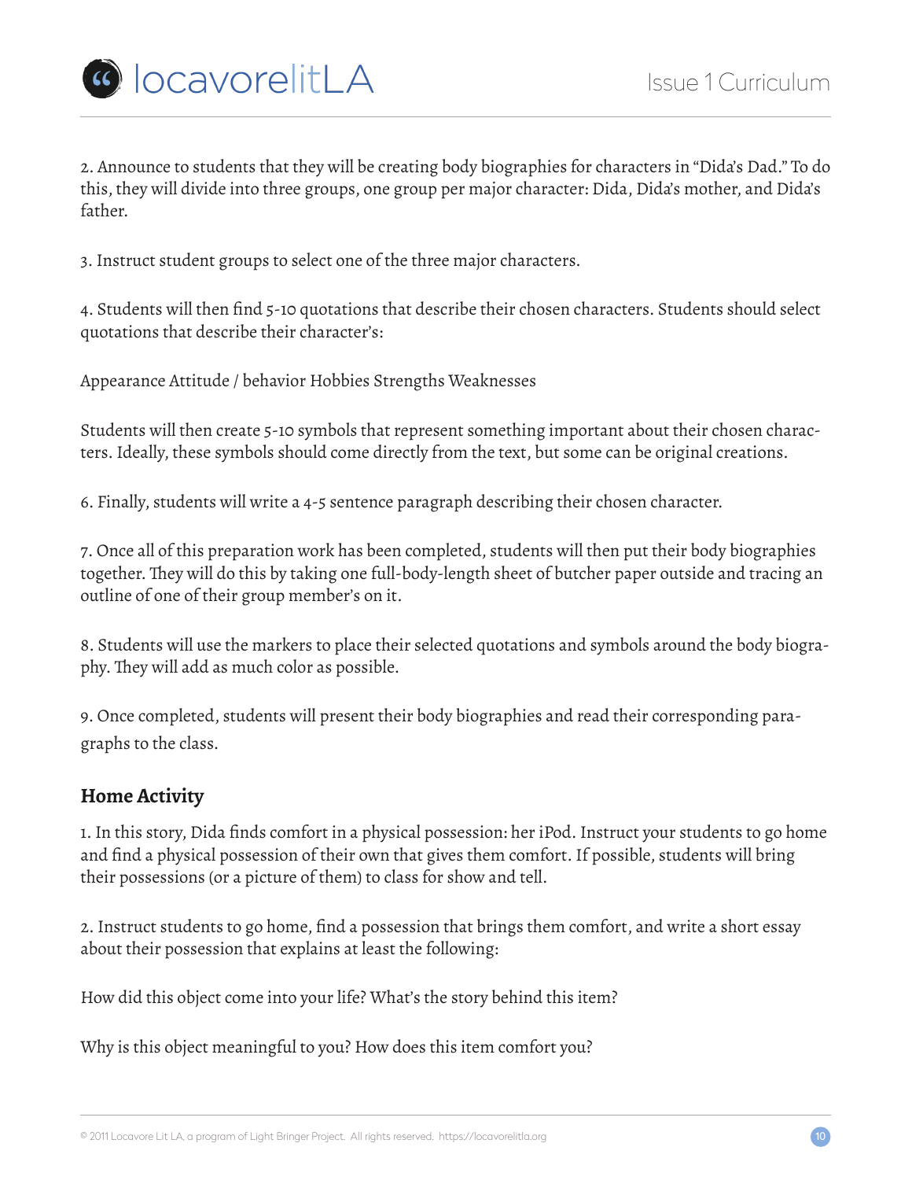2. Announce to students that they will be creating body biographies for characters in "Dida's Dad." To do this, they will divide into three groups, one group per major character: Dida, Dida's mother, and Dida's father.

3. Instruct student groups to select one of the three major characters.

4. Students will then find 5-10 quotations that describe their chosen characters. Students should select quotations that describe their character's:

Appearance Attitude / behavior Hobbies Strengths Weaknesses

Students will then create 5-10 symbols that represent something important about their chosen characters. Ideally, these symbols should come directly from the text, but some can be original creations.

6. Finally, students will write a 4-5 sentence paragraph describing their chosen character.

7. Once all of this preparation work has been completed, students will then put their body biographies together. They will do this by taking one full-body-length sheet of butcher paper outside and tracing an outline of one of their group member's on it.

8. Students will use the markers to place their selected quotations and symbols around the body biography. They will add as much color as possible.

9. Once completed, students will present their body biographies and read their corresponding paragraphs to the class.

## Home Activity

1. In this story, Dida finds comfort in a physical possession: her iPod. Instruct your students to go home and find a physical possession of their own that gives them comfort. If possible, students will bring their possessions (or a picture of them) to class for show and tell.

2. Instruct students to go home, find a possession that brings them comfort, and write a short essay about their possession that explains at least the following:

How did this object come into your life? What's the story behind this item?

Why is this object meaningful to you? How does this item comfort you?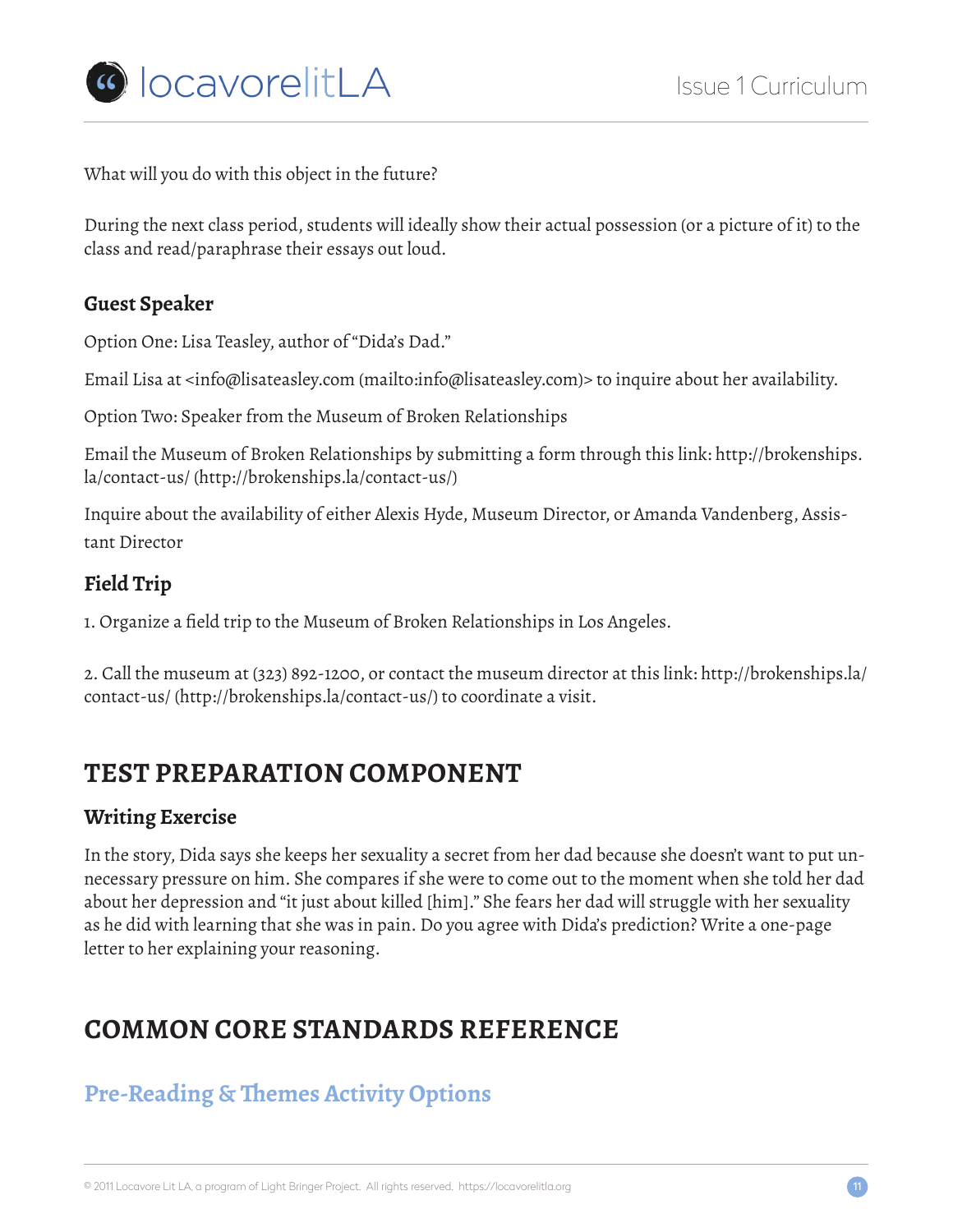What will you do with this object in the future?

During the next class period, students will ideally show their actual possession (or a picture of it) to the class and read/paraphrase their essays out loud.

### Guest Speaker

Option One: Lisa Teasley, author of "Dida's Dad."

Email Lisa at <info@lisateasley.com (mailto:info@lisateasley.com)> to inquire about her availability.

Option Two: Speaker from the Museum of Broken Relationships

Email the Museum of Broken Relationships by submitting a form through this link: http://brokenships.la/contact-us/ (http://brokenships.la/contact-us/)

Inquire about the availability of either Alexis Hyde, Museum Director, or Amanda Vandenberg, Assistant Director

### Field Trip

1. Organize a field trip to the Museum of Broken Relationships in Los Angeles.

2. Call the museum at (323) 892-1200, or contact the museum director at this link: http://brokenships.la/contact-us/ (http://brokenships.la/contact-us/) to coordinate a visit.

## TEST PREPARATION COMPONENT

### Writing Exercise

In the story, Dida says she keeps her sexuality a secret from her dad because she doesn't want to put unnecessary pressure on him. She compares if she were to come out to the moment when she told her dad about her depression and "it just about killed [him]." She fears her dad will struggle with her sexuality as he did with learning that she was in pain. Do you agree with Dida's prediction? Write a one-page letter to her explaining your reasoning.

## COMMON CORE STANDARDS REFERENCE

### Pre-Reading & Themes Activity Options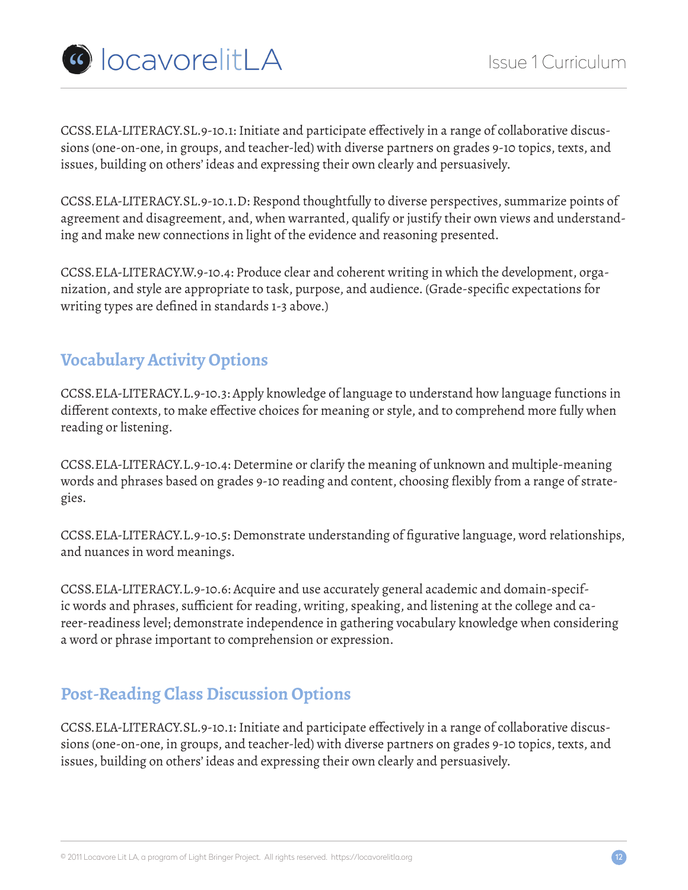CCSS.ELA-LITERACY.SL.9-10.1: Initiate and participate effectively in a range of collaborative discussions (one-on-one, in groups, and teacher-led) with diverse partners on grades 9-10 topics, texts, and issues, building on others' ideas and expressing their own clearly and persuasively.

CCSS.ELA-LITERACY.SL.9-10.1.D: Respond thoughtfully to diverse perspectives, summarize points of agreement and disagreement, and, when warranted, qualify or justify their own views and understanding and make new connections in light of the evidence and reasoning presented.

CCSS.ELA-LITERACY.W.9-10.4: Produce clear and coherent writing in which the development, organization, and style are appropriate to task, purpose, and audience. (Grade-specific expectations for writing types are defined in standards 1-3 above.)

## Vocabulary Activity Options

CCSS.ELA-LITERACY.L.9-10.3: Apply knowledge of language to understand how language functions in different contexts, to make effective choices for meaning or style, and to comprehend more fully when reading or listening.

CCSS.ELA-LITERACY.L.9-10.4: Determine or clarify the meaning of unknown and multiple-meaning words and phrases based on grades 9-10 reading and content, choosing flexibly from a range of strategies.

CCSS.ELA-LITERACY.L.9-10.5: Demonstrate understanding of figurative language, word relationships, and nuances in word meanings.

CCSS.ELA-LITERACY.L.9-10.6: Acquire and use accurately general academic and domain-specific words and phrases, sufficient for reading, writing, speaking, and listening at the college and career-readiness level; demonstrate independence in gathering vocabulary knowledge when considering a word or phrase important to comprehension or expression.

## Post-Reading Class Discussion Options

CCSS.ELA-LITERACY.SL.9-10.1: Initiate and participate effectively in a range of collaborative discussions (one-on-one, in groups, and teacher-led) with diverse partners on grades 9-10 topics, texts, and issues, building on others' ideas and expressing their own clearly and persuasively.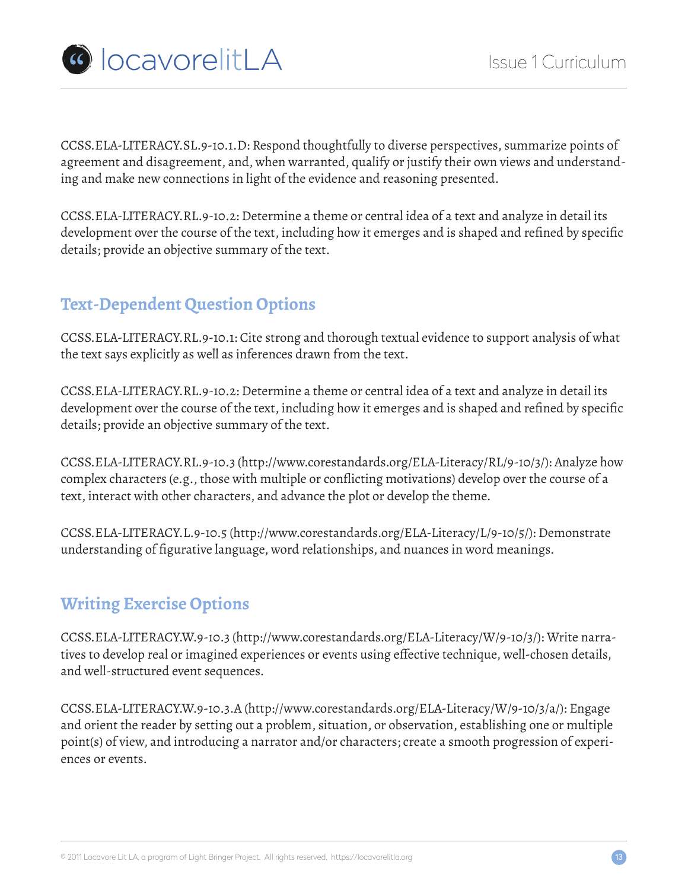CCSS.ELA-LITERACY.SL.9-10.1.D: Respond thoughtfully to diverse perspectives, summarize points of agreement and disagreement, and, when warranted, qualify or justify their own views and understanding and make new connections in light of the evidence and reasoning presented.

CCSS.ELA-LITERACY.RL.9-10.2: Determine a theme or central idea of a text and analyze in detail its development over the course of the text, including how it emerges and is shaped and refined by specific details; provide an objective summary of the text.

## Text-Dependent Question Options

CCSS.ELA-LITERACY.RL.9-10.1: Cite strong and thorough textual evidence to support analysis of what the text says explicitly as well as inferences drawn from the text.

CCSS.ELA-LITERACY.RL.9-10.2: Determine a theme or central idea of a text and analyze in detail its development over the course of the text, including how it emerges and is shaped and refined by specific details; provide an objective summary of the text.

CCSS.ELA-LITERACY.RL.9-10.3 (http://www.corestandards.org/ELA-Literacy/RL/9-10/3/): Analyze how complex characters (e.g., those with multiple or conflicting motivations) develop over the course of a text, interact with other characters, and advance the plot or develop the theme.

CCSS.ELA-LITERACY.L.9-10.5 (http://www.corestandards.org/ELA-Literacy/L/9-10/5/): Demonstrate understanding of figurative language, word relationships, and nuances in word meanings.

## Writing Exercise Options

CCSS.ELA-LITERACY.W.9-10.3 (http://www.corestandards.org/ELA-Literacy/W/9-10/3/): Write narratives to develop real or imagined experiences or events using effective technique, well-chosen details, and well-structured event sequences.

CCSS.ELA-LITERACY.W.9-10.3.A (http://www.corestandards.org/ELA-Literacy/W/9-10/3/a/): Engage and orient the reader by setting out a problem, situation, or observation, establishing one or multiple point(s) of view, and introducing a narrator and/or characters; create a smooth progression of experiences or events.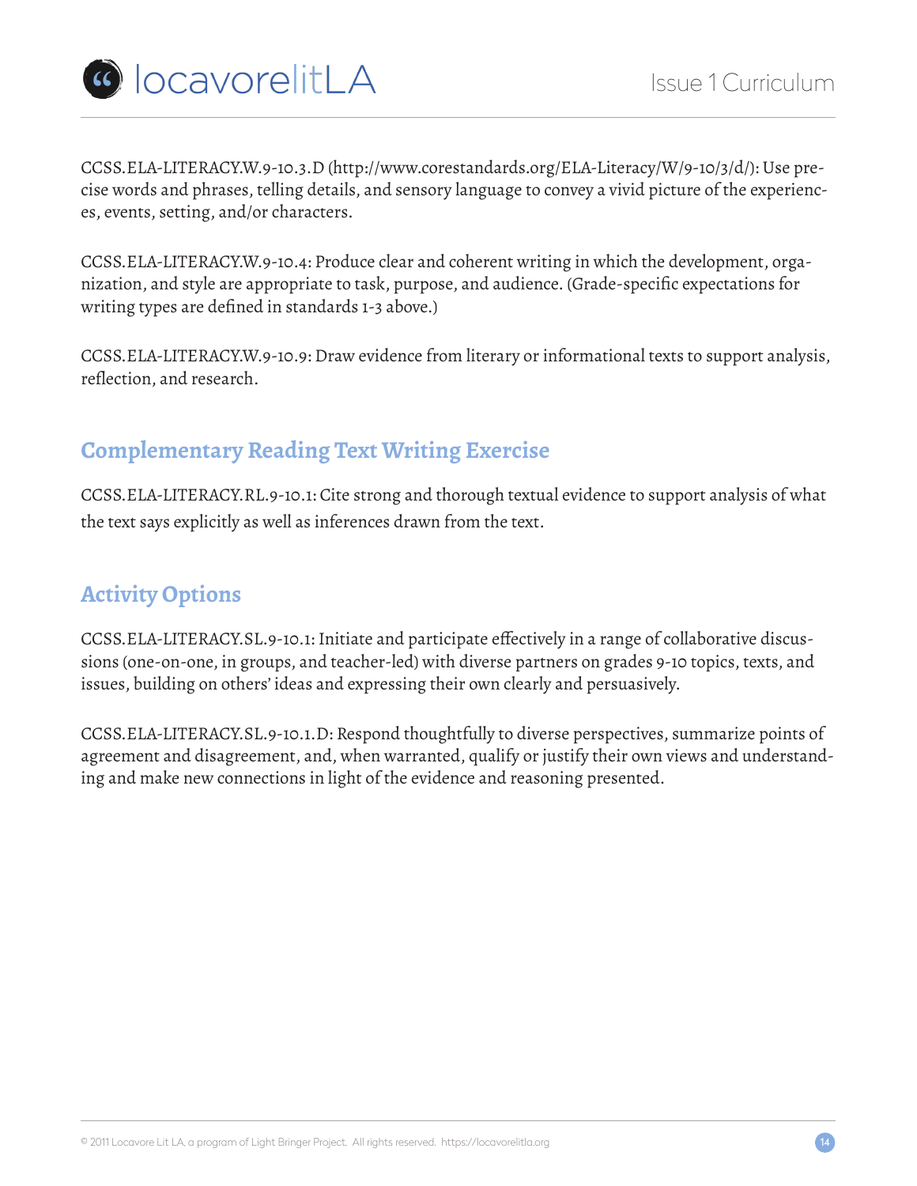CCSS.ELA-LITERACY.W.9-10.3.D (http://www.corestandards.org/ELA-Literacy/W/9-10/3/d/): Use precise words and phrases, telling details, and sensory language to convey a vivid picture of the experiences, events, setting, and/or characters.

CCSS.ELA-LITERACY.W.9-10.4: Produce clear and coherent writing in which the development, organization, and style are appropriate to task, purpose, and audience. (Grade-specific expectations for writing types are defined in standards 1-3 above.)

CCSS.ELA-LITERACY.W.9-10.9: Draw evidence from literary or informational texts to support analysis, reflection, and research.

## Complementary Reading Text Writing Exercise

CCSS.ELA-LITERACY.RL.9-10.1: Cite strong and thorough textual evidence to support analysis of what the text says explicitly as well as inferences drawn from the text.

## Activity Options

CCSS.ELA-LITERACY.SL.9-10.1: Initiate and participate effectively in a range of collaborative discussions (one-on-one, in groups, and teacher-led) with diverse partners on grades 9-10 topics, texts, and issues, building on others' ideas and expressing their own clearly and persuasively.

CCSS.ELA-LITERACY.SL.9-10.1.D: Respond thoughtfully to diverse perspectives, summarize points of agreement and disagreement, and, when warranted, qualify or justify their own views and understanding and make new connections in light of the evidence and reasoning presented.